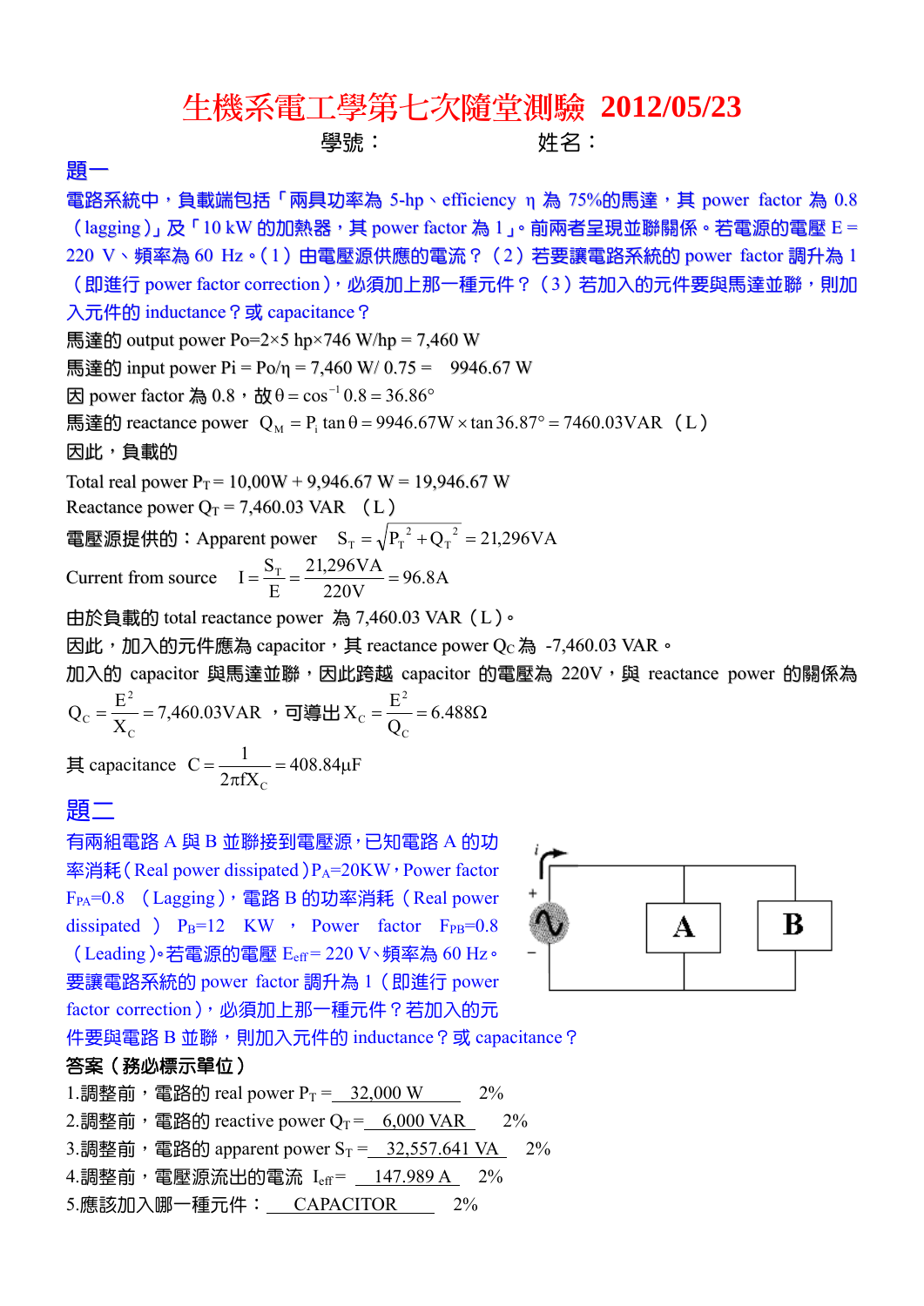# 生機系電工學第七次隨堂測驗 2012/05/23

學號：　　　　　　　　姓名：

## 題一

電路系統中，負載端包括「兩具功率為 5-hp、efficiency η 為 75%的馬達，其 power factor 為 0.8（lagging)」及「10 kW 的加熱器，其 power factor 為 1」。前兩者呈現並聯關係。若電源的電壓 E = 220 V、頻率為 60 Hz。(1) 由電壓源供應的電流？(2) 若要讓電路系統的 power factor 調升為 1（即進行 power factor correction)，必須加上那一種元件？(3) 若加入的元件要與馬達並聯，則加入元件的 inductance？或 capacitance？

馬達的 output power Po=2×5 hp×746 W/hp = 7,460 W

馬達的 input power Pi = Po/η = 7,460 W/ 0.75 = 9946.67 W

因 power factor 為 0.8，故 $\theta = \cos^{-1} 0.8 = 36.86°$

馬達的 reactance power $Q_M = P_i \tan\theta = 9946.67\text{W} \times \tan 36.87° = 7460.03\text{VAR}$ (L)

因此，負載的

Total real power $P_T$ = 10,00W + 9,946.67 W = 19,946.67 W

Reactance power $Q_T$ = 7,460.03 VAR (L)

電壓源提供的：Apparent power $S_T = \sqrt{P_T^2 + Q_T^2} = 21{,}296\text{VA}$

Current from source $I = \dfrac{S_T}{E} = \dfrac{21{,}296\text{VA}}{220\text{V}} = 96.8\text{A}$

由於負載的 total reactance power 為 7,460.03 VAR (L)。

因此，加入的元件應為 capacitor，其 reactance power $Q_C$ 為 -7,460.03 VAR。

加入的 capacitor 與馬達並聯，因此跨越 capacitor 的電壓為 220V，與 reactance power 的關係為

$Q_C = \dfrac{E^2}{X_C} = 7{,}460.03\text{VAR}$，可導出 $X_C = \dfrac{E^2}{Q_C} = 6.488\Omega$

其 capacitance $C = \dfrac{1}{2\pi f X_C} = 408.84\mu\text{F}$

## 題二

有兩組電路 A 與 B 並聯接到電壓源，已知電路 A 的功率消耗(Real power dissipated) $P_A$=20KW，Power factor $F_{PA}$=0.8 (Lagging)，電路 B 的功率消耗 (Real power dissipated) $P_B$=12 KW，Power factor $F_{PB}$=0.8 (Leading)。若電源的電壓 $E_{eff}$= 220 V、頻率為 60 Hz。要讓電路系統的 power factor 調升為 1（即進行 power factor correction)，必須加上那一種元件？若加入的元件要與電路 B 並聯，則加入元件的 inductance？或 capacitance？

**答案（務必標示單位）**

1. 調整前，電路的 real power $P_T$ = 32,000 W　　2%
2. 調整前，電路的 reactive power $Q_T$ = 6,000 VAR　　2%
3. 調整前，電路的 apparent power $S_T$ = 32,557.641 VA　　2%
4. 調整前，電壓源流出的電流 $I_{eff}$ = 147.989 A　　2%
5. 應該加入哪一種元件：CAPACITOR　　2%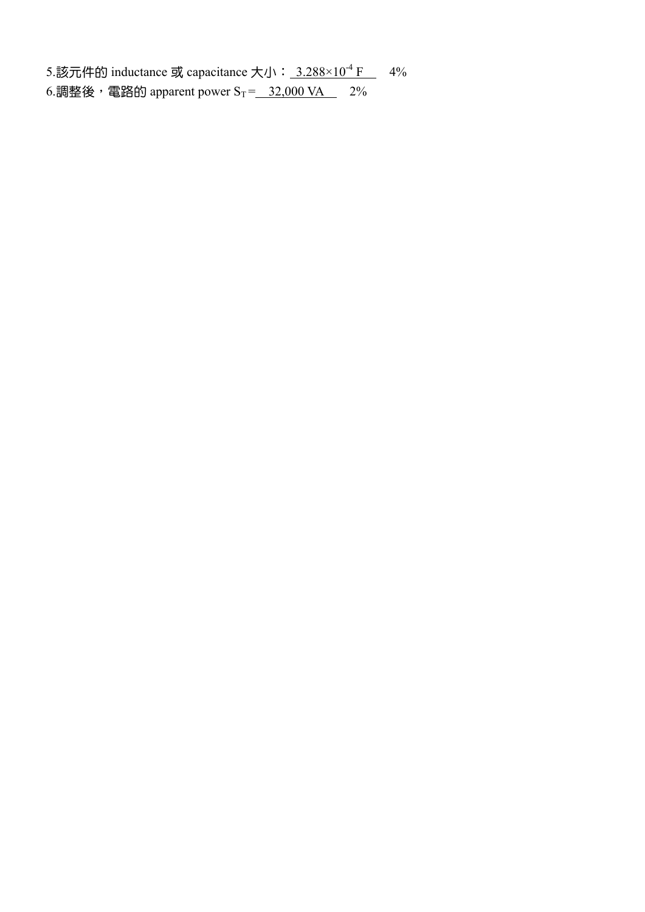5.該元件的 inductance 或 capacitance 大小：$3.288\times10^{-4}$ F　4%

6.調整後，電路的 apparent power $S_T$ = 32,000 VA　2%